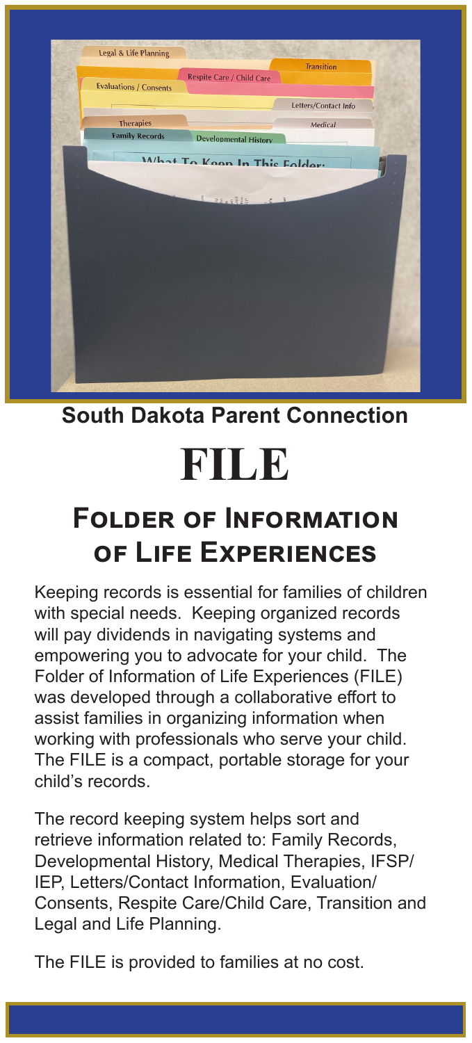**South Dakota Parent Connection**

# FILE

## Folder of Information of Life Experiences

Keeping records is essential for families of children with special needs. Keeping organized records will pay dividends in navigating systems and empowering you to advocate for your child. The Folder of Information of Life Experiences (FILE) was developed through a collaborative effort to assist families in organizing information when working with professionals who serve your child. The FILE is a compact, portable storage for your child's records.

The record keeping system helps sort and retrieve information related to: Family Records, Developmental History, Medical Therapies, IFSP/ IEP, Letters/Contact Information, Evaluation/ Consents, Respite Care/Child Care, Transition and Legal and Life Planning.

The FILE is provided to families at no cost.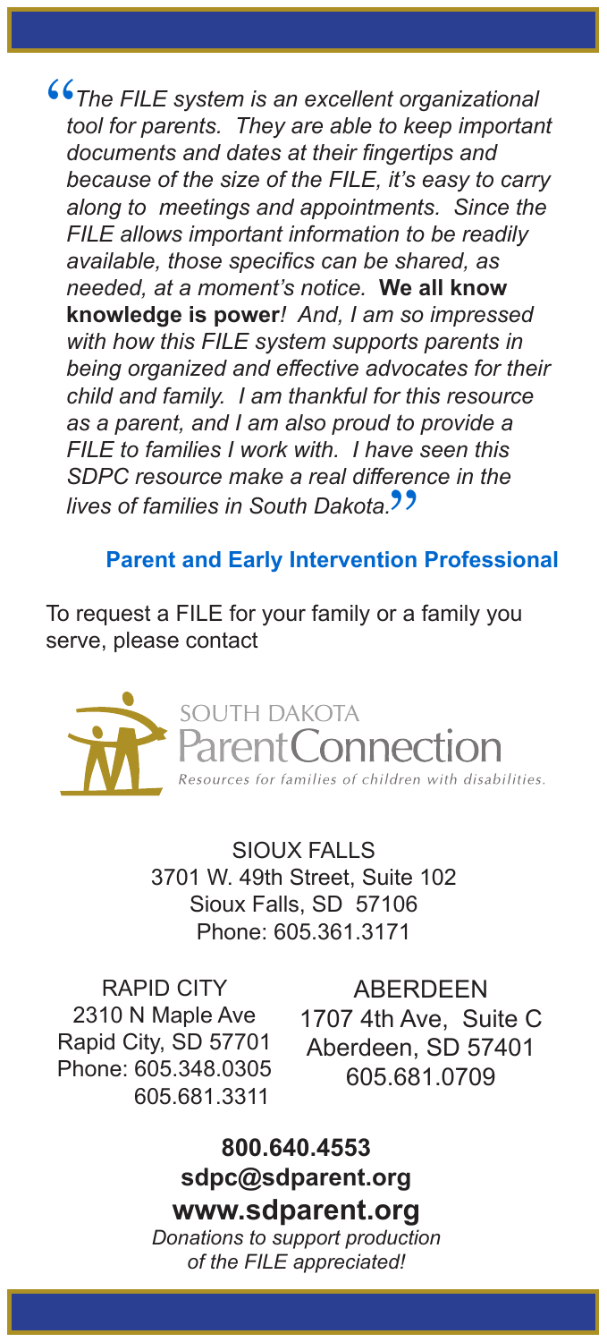"*The FILE system is an excellent organizational tool for parents. They are able to keep important documents and dates at their fingertips and because of the size of the FILE, it's easy to carry along to meetings and appointments. Since the FILE allows important information to be readily available, those specifics can be shared, as needed, at a moment's notice.* **We all know knowledge is power***! And, I am so impressed with how this FILE system supports parents in being organized and effective advocates for their child and family. I am thankful for this resource as a parent, and I am also proud to provide a FILE to families I work with. I have seen this SDPC resource make a real difference in the lives of families in South Dakota.*"

**Parent and Early Intervention Professional**

To request a FILE for your family or a family you serve, please contact

SOUTH DAKOTA
ParentConnection
*Resources for families of children with disabilities.*

SIOUX FALLS
3701 W. 49th Street, Suite 102
Sioux Falls, SD 57106
Phone: 605.361.3171

RAPID CITY
2310 N Maple Ave
Rapid City, SD 57701
Phone: 605.348.0305
605.681.3311

ABERDEEN
1707 4th Ave, Suite C
Aberdeen, SD 57401
605.681.0709

**800.640.4553**
**sdpc@sdparent.org**
**www.sdparent.org**

*Donations to support production of the FILE appreciated!*